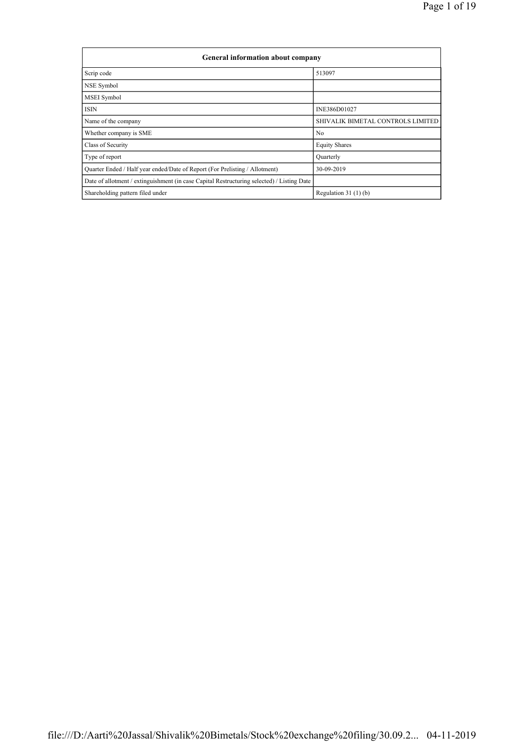| General information about company | |
|---|---|
| Scrip code | 513097 |
| NSE Symbol | |
| MSEI Symbol | |
| ISIN | INE386D01027 |
| Name of the company | SHIVALIK BIMETAL CONTROLS LIMITED |
| Whether company is SME | No |
| Class of Security | Equity Shares |
| Type of report | Quarterly |
| Quarter Ended / Half year ended/Date of Report (For Prelisting / Allotment) | 30-09-2019 |
| Date of allotment / extinguishment (in case Capital Restructuring selected) / Listing Date | |
| Shareholding pattern filed under | Regulation 31 (1) (b) |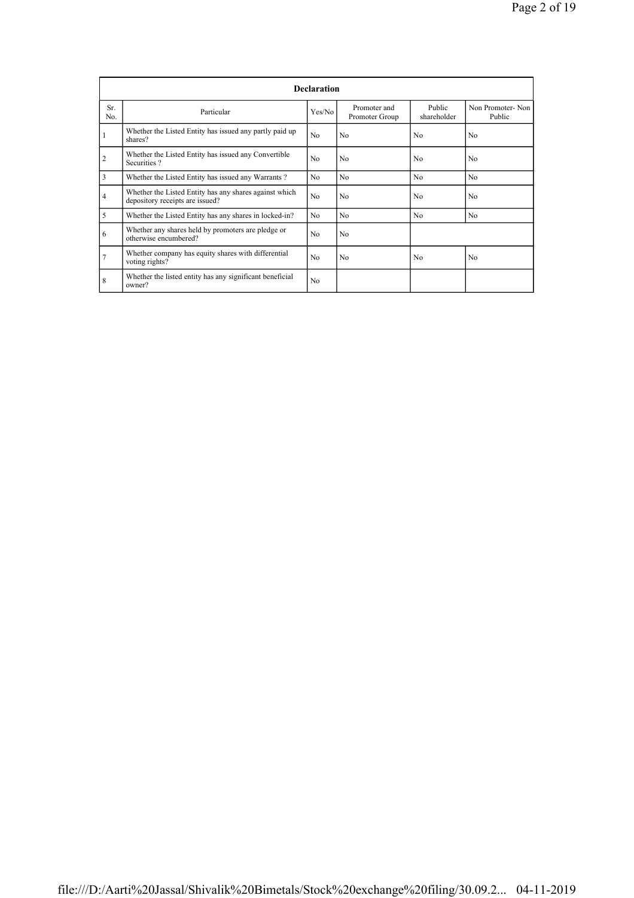| Declaration | | | | | |
|---|---|---|---|---|---|
| Sr. No. | Particular | Yes/No | Promoter and Promoter Group | Public shareholder | Non Promoter- Non Public |
| 1 | Whether the Listed Entity has issued any partly paid up shares? | No | No | No | No |
| 2 | Whether the Listed Entity has issued any Convertible Securities ? | No | No | No | No |
| 3 | Whether the Listed Entity has issued any Warrants ? | No | No | No | No |
| 4 | Whether the Listed Entity has any shares against which depository receipts are issued? | No | No | No | No |
| 5 | Whether the Listed Entity has any shares in locked-in? | No | No | No | No |
| 6 | Whether any shares held by promoters are pledge or otherwise encumbered? | No | No | | |
| 7 | Whether company has equity shares with differential voting rights? | No | No | No | No |
| 8 | Whether the listed entity has any significant beneficial owner? | No | | | |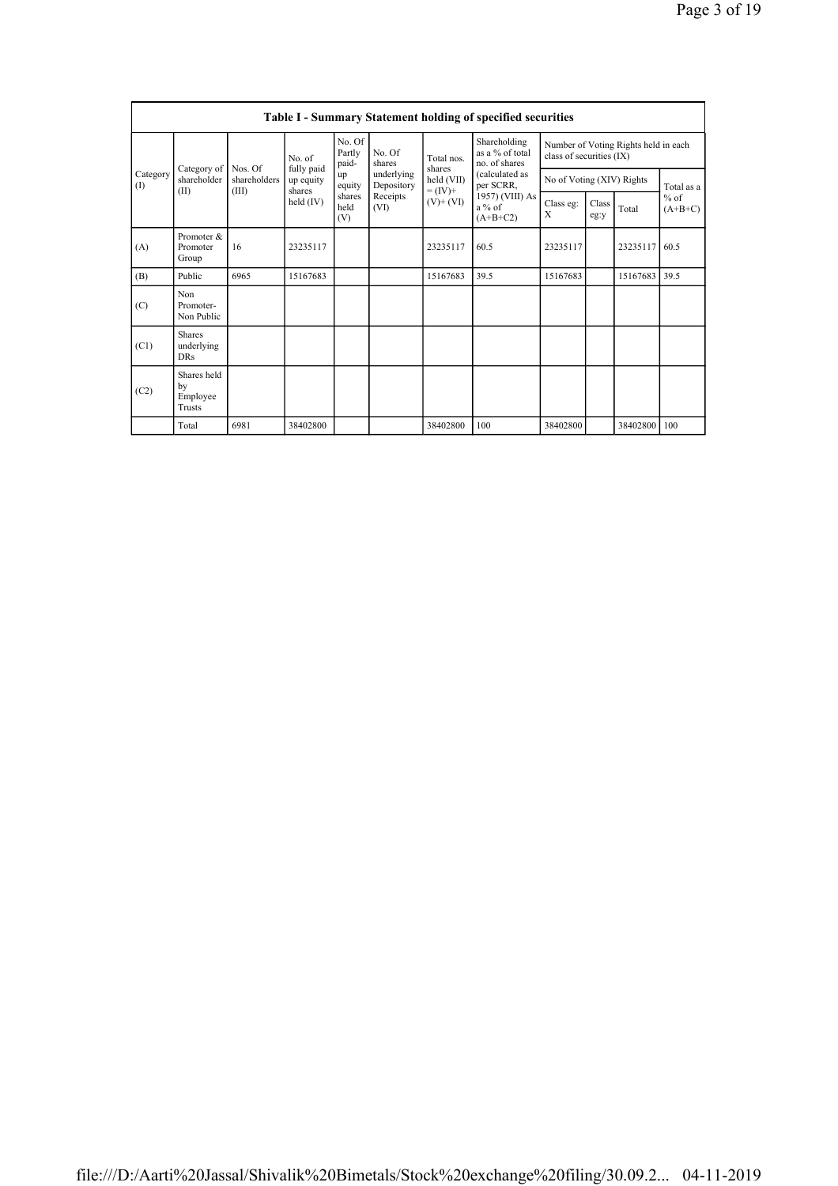**Table I - Summary Statement holding of specified securities**

| Category (I) | Category of shareholder (II) | Nos. Of shareholders (III) | No. of fully paid up equity shares held (IV) | No. Of Partly paid-up equity shares held (V) | No. Of shares underlying Depository Receipts (VI) | Total nos. shares held (VII) = (IV)+ (V)+ (VI) | Shareholding as a % of total no. of shares (calculated as per SCRR, 1957) (VIII) As a % of (A+B+C2) | Number of Voting Rights held in each class of securities (IX) | | | |
|---|---|---|---|---|---|---|---|---|---|---|---|
| | | | | | | | | No of Voting (XIV) Rights | | | Total as a % of (A+B+C) |
| | | | | | | | | Class eg: X | Class eg:y | Total | |
| (A) | Promoter & Promoter Group | 16 | 23235117 | | | 23235117 | 60.5 | 23235117 | | 23235117 | 60.5 |
| (B) | Public | 6965 | 15167683 | | | 15167683 | 39.5 | 15167683 | | 15167683 | 39.5 |
| (C) | Non Promoter- Non Public | | | | | | | | | | |
| (C1) | Shares underlying DRs | | | | | | | | | | |
| (C2) | Shares held by Employee Trusts | | | | | | | | | | |
| | Total | 6981 | 38402800 | | | 38402800 | 100 | 38402800 | | 38402800 | 100 |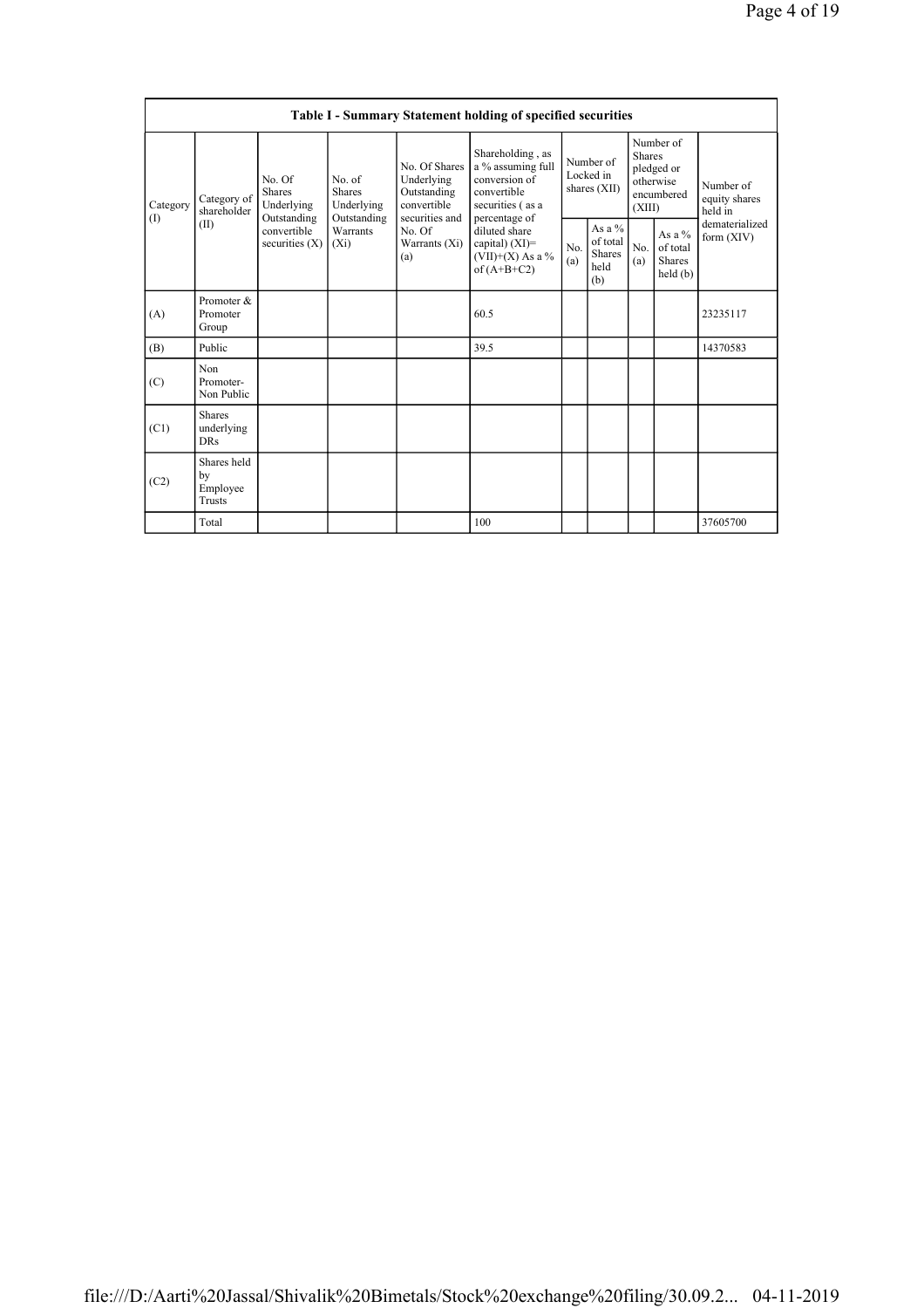| Table I - Summary Statement holding of specified securities | | | | | | | | | | |
|---|---|---|---|---|---|---|---|---|---|---|
| Category (I) | Category of shareholder (II) | No. Of Shares Underlying Outstanding convertible securities (X) | No. of Shares Underlying Outstanding Warrants (Xi) | No. Of Shares Underlying Outstanding convertible securities and No. Of Warrants (Xi) (a) | Shareholding , as a % assuming full conversion of convertible securities ( as a percentage of diluted share capital) (XI)= (VII)+(X) As a % of (A+B+C2) | Number of Locked in shares (XII) | | Number of Shares pledged or otherwise encumbered (XIII) | | Number of equity shares held in dematerialized form (XIV) |
| | | | | | | No. (a) | As a % of total Shares held (b) | No. (a) | As a % of total Shares held (b) | |
| (A) | Promoter & Promoter Group | | | | 60.5 | | | | | 23235117 |
| (B) | Public | | | | 39.5 | | | | | 14370583 |
| (C) | Non Promoter- Non Public | | | | | | | | | |
| (C1) | Shares underlying DRs | | | | | | | | | |
| (C2) | Shares held by Employee Trusts | | | | | | | | | |
| | Total | | | | 100 | | | | | 37605700 |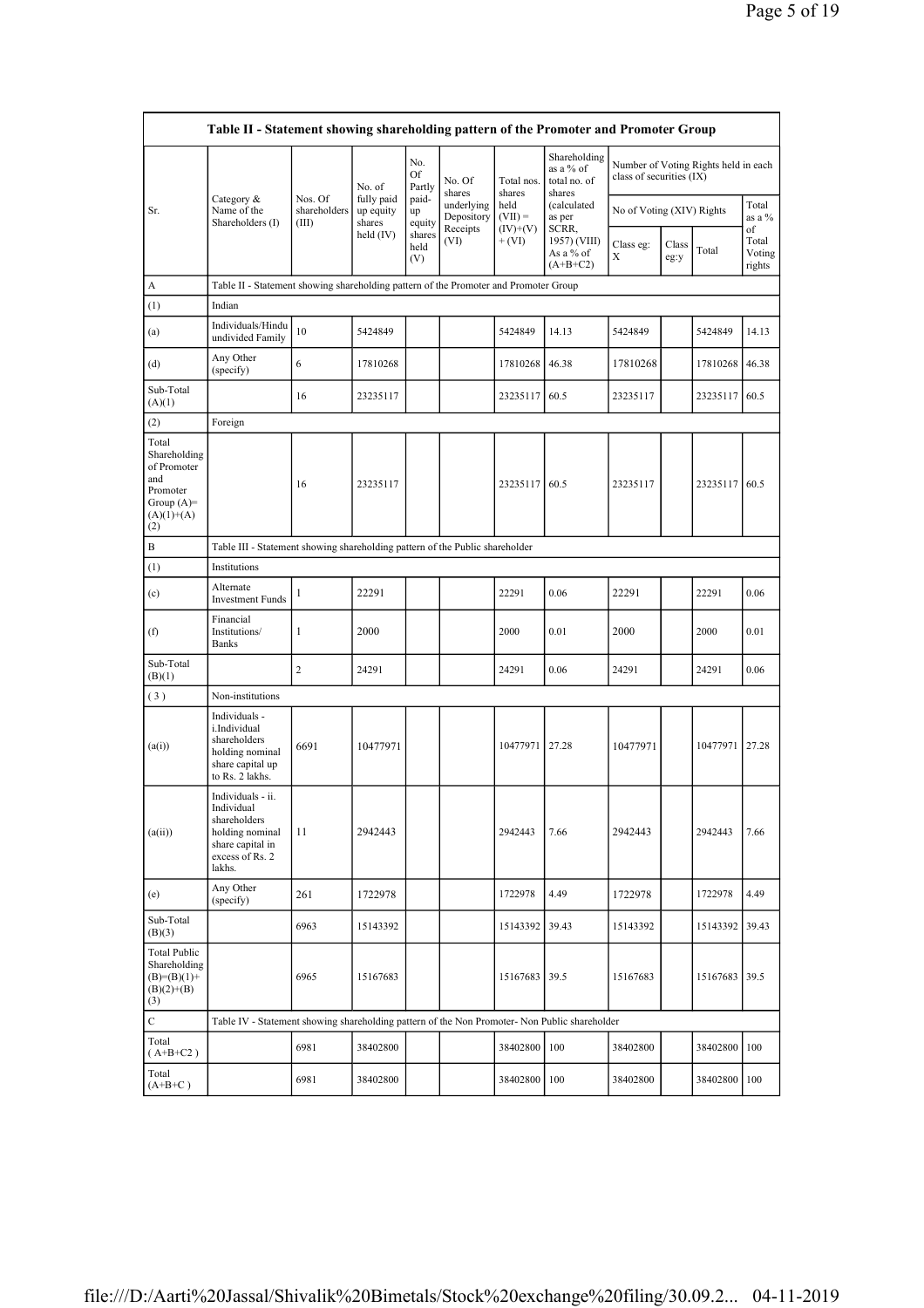| Table II - Statement showing shareholding pattern of the Promoter and Promoter Group | | | | | | | | | | | | |
|---|---|---|---|---|---|---|---|---|---|---|---|---|
| Sr. | Category & Name of the Shareholders (I) | Nos. Of shareholders (III) | No. of fully paid up equity shares held (IV) | No. Of Partly paid-up equity shares held (V) | No. Of shares underlying Depository Receipts (VI) | Total nos. shares held (VII) = (IV)+(V)+ (VI) | Shareholding as a % of total no. of shares (calculated as per SCRR, 1957) (VIII) As a % of (A+B+C2) | Number of Voting Rights held in each class of securities (IX) | | | |
| | | | | | | | | No of Voting (XIV) Rights | | | Total as a % of Total Voting rights |
| | | | | | | | | Class eg: X | Class eg:y | Total | |
| A | Table II - Statement showing shareholding pattern of the Promoter and Promoter Group | | | | | | | | | | |
| (1) | Indian | | | | | | | | | | |
| (a) | Individuals/Hindu undivided Family | 10 | 5424849 | | | 5424849 | 14.13 | 5424849 | | 5424849 | 14.13 |
| (d) | Any Other (specify) | 6 | 17810268 | | | 17810268 | 46.38 | 17810268 | | 17810268 | 46.38 |
| Sub-Total (A)(1) | | 16 | 23235117 | | | 23235117 | 60.5 | 23235117 | | 23235117 | 60.5 |
| (2) | Foreign | | | | | | | | | | |
| Total Shareholding of Promoter and Promoter Group (A)=(A)(1)+(A)(2) | | 16 | 23235117 | | | 23235117 | 60.5 | 23235117 | | 23235117 | 60.5 |
| B | Table III - Statement showing shareholding pattern of the Public shareholder | | | | | | | | | | |
| (1) | Institutions | | | | | | | | | | |
| (c) | Alternate Investment Funds | 1 | 22291 | | | 22291 | 0.06 | 22291 | | 22291 | 0.06 |
| (f) | Financial Institutions/ Banks | 1 | 2000 | | | 2000 | 0.01 | 2000 | | 2000 | 0.01 |
| Sub-Total (B)(1) | | 2 | 24291 | | | 24291 | 0.06 | 24291 | | 24291 | 0.06 |
| ( 3 ) | Non-institutions | | | | | | | | | | |
| (a(i)) | Individuals - i.Individual shareholders holding nominal share capital up to Rs. 2 lakhs. | 6691 | 10477971 | | | 10477971 | 27.28 | 10477971 | | 10477971 | 27.28 |
| (a(ii)) | Individuals - ii. Individual shareholders holding nominal share capital in excess of Rs. 2 lakhs. | 11 | 2942443 | | | 2942443 | 7.66 | 2942443 | | 2942443 | 7.66 |
| (e) | Any Other (specify) | 261 | 1722978 | | | 1722978 | 4.49 | 1722978 | | 1722978 | 4.49 |
| Sub-Total (B)(3) | | 6963 | 15143392 | | | 15143392 | 39.43 | 15143392 | | 15143392 | 39.43 |
| Total Public Shareholding (B)=(B)(1)+(B)(2)+(B)(3) | | 6965 | 15167683 | | | 15167683 | 39.5 | 15167683 | | 15167683 | 39.5 |
| C | Table IV - Statement showing shareholding pattern of the Non Promoter- Non Public shareholder | | | | | | | | | | |
| Total ( A+B+C2 ) | | 6981 | 38402800 | | | 38402800 | 100 | 38402800 | | 38402800 | 100 |
| Total (A+B+C ) | | 6981 | 38402800 | | | 38402800 | 100 | 38402800 | | 38402800 | 100 |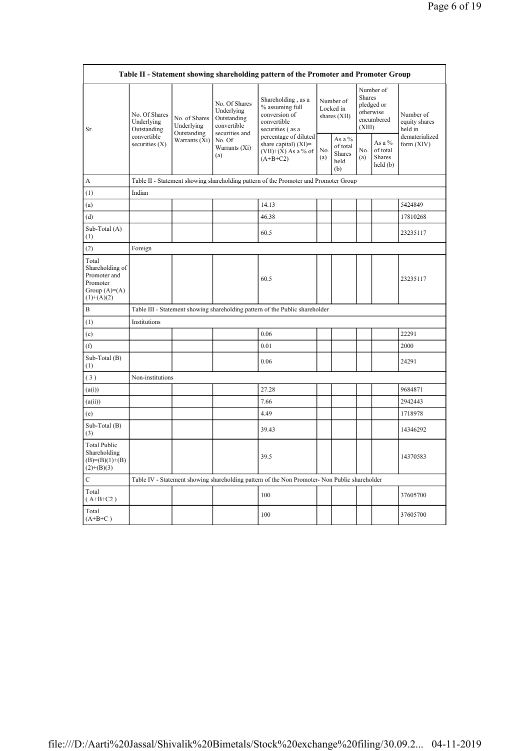| Table II - Statement showing shareholding pattern of the Promoter and Promoter Group | | | | | | | | | |
|---|---|---|---|---|---|---|---|---|---|
| Sr. | No. Of Shares Underlying Outstanding convertible securities (X) | No. of Shares Underlying Outstanding Warrants (Xi) | No. Of Shares Underlying Outstanding convertible securities and No. Of Warrants (Xi) (a) | Shareholding , as a % assuming full conversion of convertible securities ( as a percentage of diluted share capital) (XI)= (VII)+(X) As a % of (A+B+C2) | Number of Locked in shares (XII) | | Number of Shares pledged or otherwise encumbered (XIII) | | Number of equity shares held in dematerialized form (XIV) |
| | | | | | No. (a) | As a % of total Shares held (b) | No. (a) | As a % of total Shares held (b) | |
| A | Table II - Statement showing shareholding pattern of the Promoter and Promoter Group | | | | | | | | |
| (1) | Indian | | | | | | | | |
| (a) | | | | 14.13 | | | | | 5424849 |
| (d) | | | | 46.38 | | | | | 17810268 |
| Sub-Total (A) (1) | | | | 60.5 | | | | | 23235117 |
| (2) | Foreign | | | | | | | | |
| Total Shareholding of Promoter and Promoter Group (A)=(A)(1)+(A)(2) | | | | 60.5 | | | | | 23235117 |
| B | Table III - Statement showing shareholding pattern of the Public shareholder | | | | | | | | |
| (1) | Institutions | | | | | | | | |
| (c) | | | | 0.06 | | | | | 22291 |
| (f) | | | | 0.01 | | | | | 2000 |
| Sub-Total (B) (1) | | | | 0.06 | | | | | 24291 |
| (3) | Non-institutions | | | | | | | | |
| (a(i)) | | | | 27.28 | | | | | 9684871 |
| (a(ii)) | | | | 7.66 | | | | | 2942443 |
| (e) | | | | 4.49 | | | | | 1718978 |
| Sub-Total (B) (3) | | | | 39.43 | | | | | 14346292 |
| Total Public Shareholding (B)=(B)(1)+(B)(2)+(B)(3) | | | | 39.5 | | | | | 14370583 |
| C | Table IV - Statement showing shareholding pattern of the Non Promoter- Non Public shareholder | | | | | | | | |
| Total ( A+B+C2 ) | | | | 100 | | | | | 37605700 |
| Total (A+B+C ) | | | | 100 | | | | | 37605700 |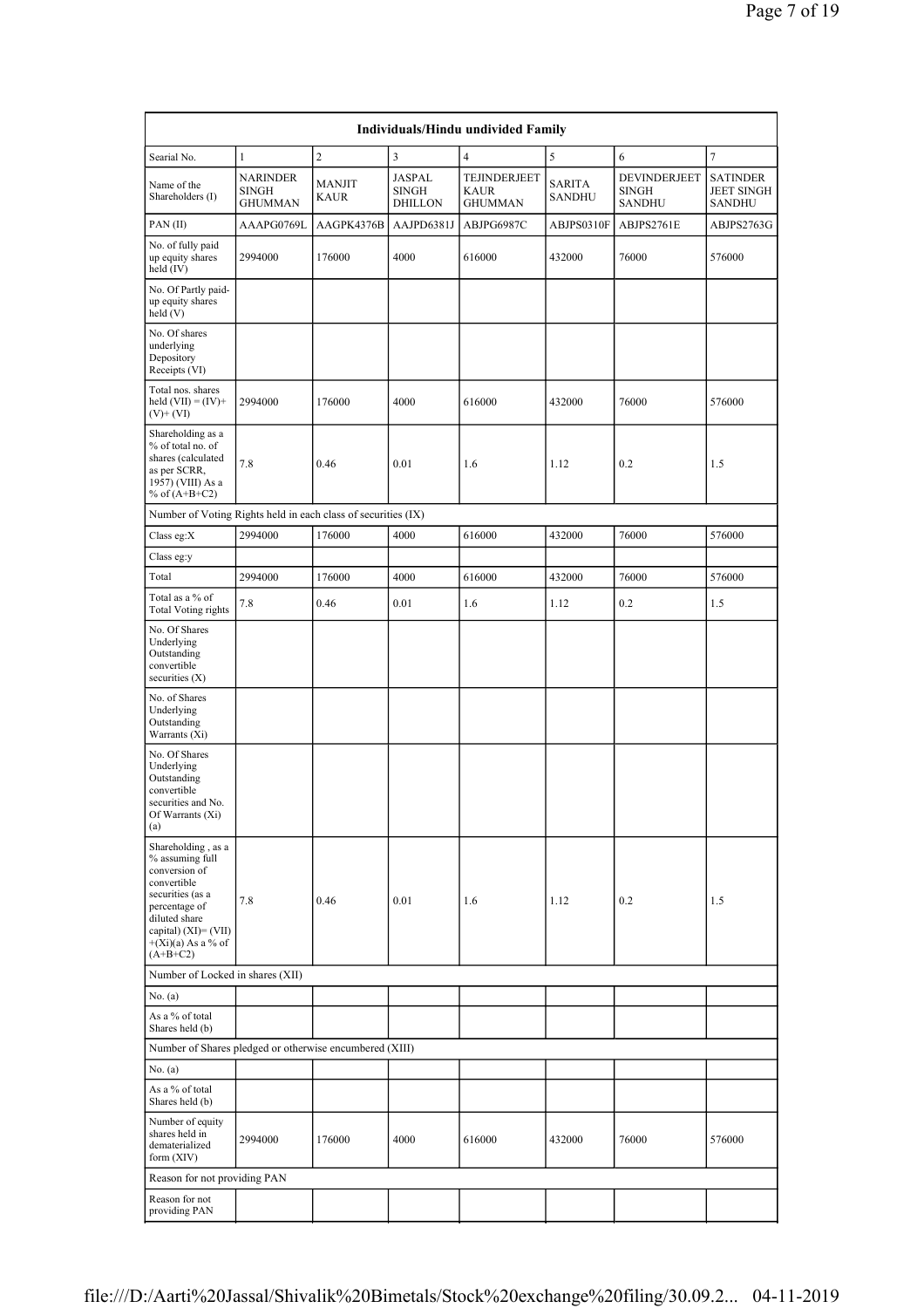| Individuals/Hindu undivided Family | | | | | | | |
|---|---|---|---|---|---|---|---|
| Searial No. | 1 | 2 | 3 | 4 | 5 | 6 | 7 |
| Name of the Shareholders (I) | NARINDER SINGH GHUMMAN | MANJIT KAUR | JASPAL SINGH DHILLON | TEJINDERJEET KAUR GHUMMAN | SARITA SANDHU | DEVINDERJEET SINGH SANDHU | SATINDER JEET SINGH SANDHU |
| PAN (II) | AAAPG0769L | AAGPK4376B | AAJPD6381J | ABJPG6987C | ABJPS0310F | ABJPS2761E | ABJPS2763G |
| No. of fully paid up equity shares held (IV) | 2994000 | 176000 | 4000 | 616000 | 432000 | 76000 | 576000 |
| No. Of Partly paid-up equity shares held (V) | | | | | | | |
| No. Of shares underlying Depository Receipts (VI) | | | | | | | |
| Total nos. shares held (VII) = (IV)+ (V)+ (VI) | 2994000 | 176000 | 4000 | 616000 | 432000 | 76000 | 576000 |
| Shareholding as a % of total no. of shares (calculated as per SCRR, 1957) (VIII) As a % of (A+B+C2) | 7.8 | 0.46 | 0.01 | 1.6 | 1.12 | 0.2 | 1.5 |
| Number of Voting Rights held in each class of securities (IX) | | | | | | | |
| Class eg:X | 2994000 | 176000 | 4000 | 616000 | 432000 | 76000 | 576000 |
| Class eg:y | | | | | | | |
| Total | 2994000 | 176000 | 4000 | 616000 | 432000 | 76000 | 576000 |
| Total as a % of Total Voting rights | 7.8 | 0.46 | 0.01 | 1.6 | 1.12 | 0.2 | 1.5 |
| No. Of Shares Underlying Outstanding convertible securities (X) | | | | | | | |
| No. of Shares Underlying Outstanding Warrants (Xi) | | | | | | | |
| No. Of Shares Underlying Outstanding convertible securities and No. Of Warrants (Xi) (a) | | | | | | | |
| Shareholding , as a % assuming full conversion of convertible securities (as a percentage of diluted share capital) (XI)= (VII)+(Xi)(a) As a % of (A+B+C2) | 7.8 | 0.46 | 0.01 | 1.6 | 1.12 | 0.2 | 1.5 |
| Number of Locked in shares (XII) | | | | | | | |
| No. (a) | | | | | | | |
| As a % of total Shares held (b) | | | | | | | |
| Number of Shares pledged or otherwise encumbered (XIII) | | | | | | | |
| No. (a) | | | | | | | |
| As a % of total Shares held (b) | | | | | | | |
| Number of equity shares held in dematerialized form (XIV) | 2994000 | 176000 | 4000 | 616000 | 432000 | 76000 | 576000 |
| Reason for not providing PAN | | | | | | | |
| Reason for not providing PAN | | | | | | | |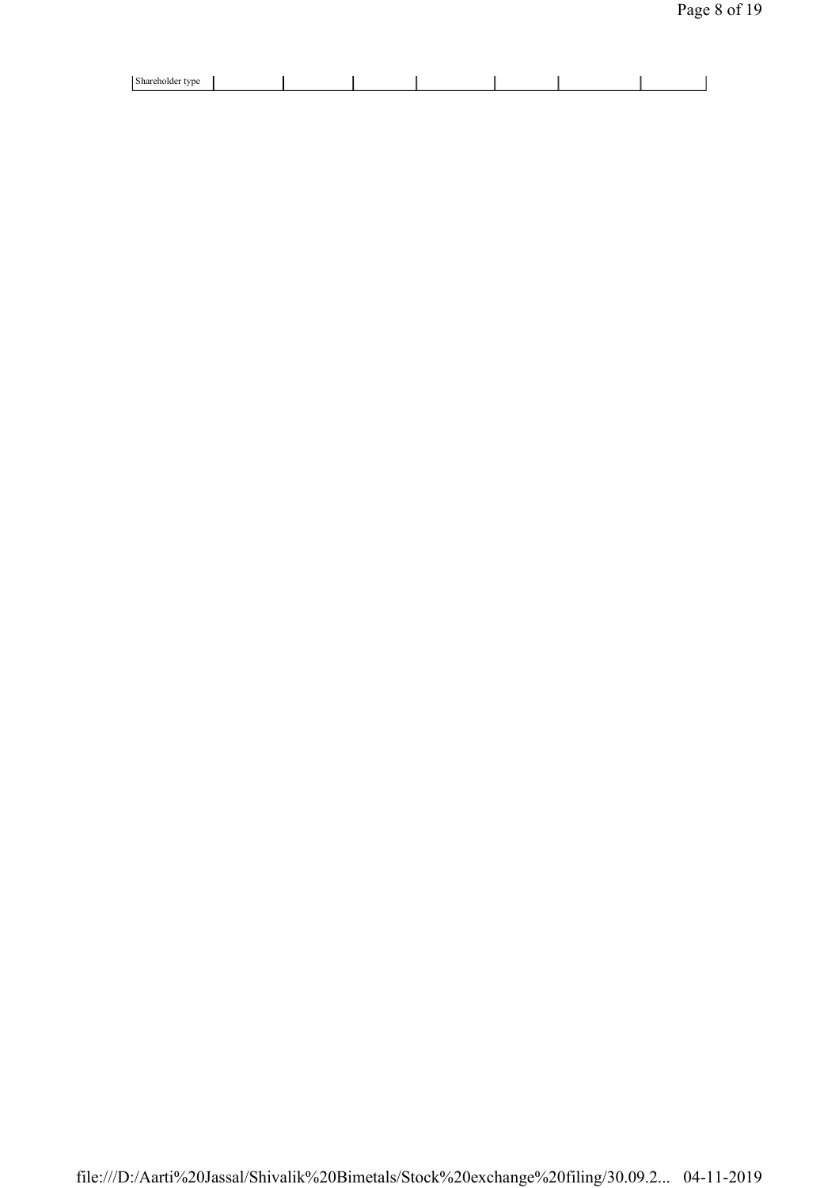| Shareholder type | | | | | | | |
| --- | --- | --- | --- | --- | --- | --- | --- |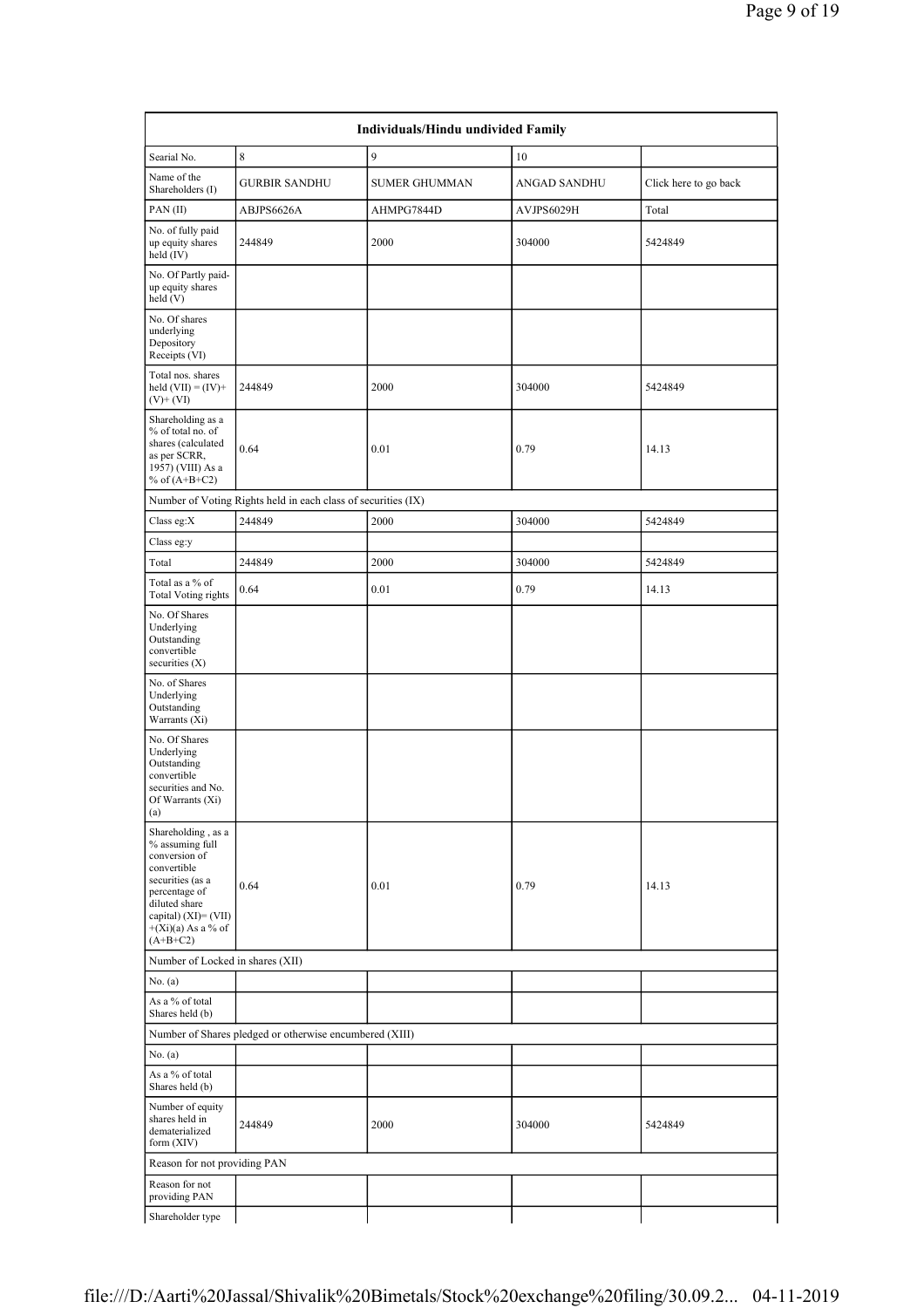| Individuals/Hindu undivided Family | | | | |
|---|---|---|---|---|
| Searial No. | 8 | 9 | 10 | |
| Name of the Shareholders (I) | GURBIR SANDHU | SUMER GHUMMAN | ANGAD SANDHU | Click here to go back |
| PAN (II) | ABJPS6626A | AHMPG7844D | AVJPS6029H | Total |
| No. of fully paid up equity shares held (IV) | 244849 | 2000 | 304000 | 5424849 |
| No. Of Partly paid-up equity shares held (V) | | | | |
| No. Of shares underlying Depository Receipts (VI) | | | | |
| Total nos. shares held (VII) = (IV)+(V)+ (VI) | 244849 | 2000 | 304000 | 5424849 |
| Shareholding as a % of total no. of shares (calculated as per SCRR, 1957) (VIII) As a % of (A+B+C2) | 0.64 | 0.01 | 0.79 | 14.13 |
| Number of Voting Rights held in each class of securities (IX) | | | | |
| Class eg:X | 244849 | 2000 | 304000 | 5424849 |
| Class eg:y | | | | |
| Total | 244849 | 2000 | 304000 | 5424849 |
| Total as a % of Total Voting rights | 0.64 | 0.01 | 0.79 | 14.13 |
| No. Of Shares Underlying Outstanding convertible securities (X) | | | | |
| No. of Shares Underlying Outstanding Warrants (Xi) | | | | |
| No. Of Shares Underlying Outstanding convertible securities and No. Of Warrants (Xi) (a) | | | | |
| Shareholding , as a % assuming full conversion of convertible securities (as a percentage of diluted share capital) (XI)= (VII)+(Xi)(a) As a % of (A+B+C2) | 0.64 | 0.01 | 0.79 | 14.13 |
| Number of Locked in shares (XII) | | | | |
| No. (a) | | | | |
| As a % of total Shares held (b) | | | | |
| Number of Shares pledged or otherwise encumbered (XIII) | | | | |
| No. (a) | | | | |
| As a % of total Shares held (b) | | | | |
| Number of equity shares held in dematerialized form (XIV) | 244849 | 2000 | 304000 | 5424849 |
| Reason for not providing PAN | | | | |
| Reason for not providing PAN | | | | |
| Shareholder type | | | | |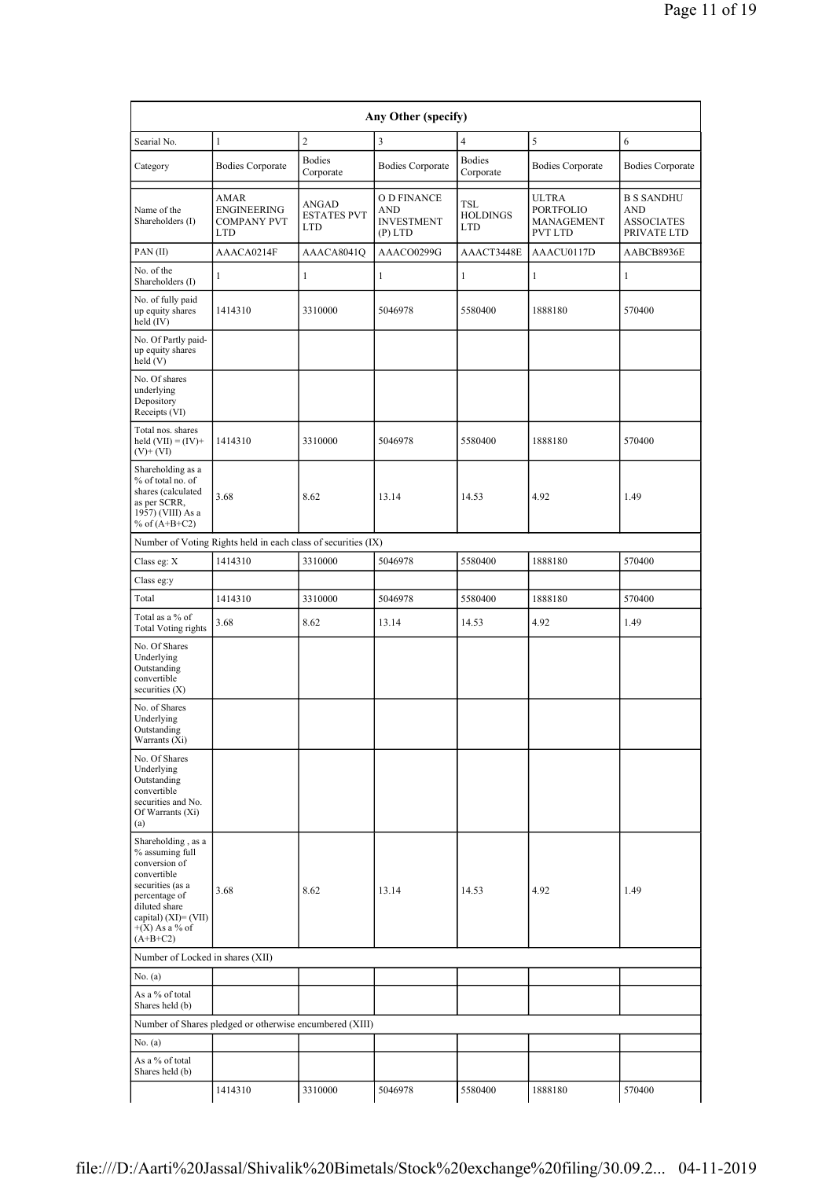| Any Other (specify) | | | | | | |
|---|---|---|---|---|---|---|
| Searial No. | 1 | 2 | 3 | 4 | 5 | 6 |
| Category | Bodies Corporate | Bodies Corporate | Bodies Corporate | Bodies Corporate | Bodies Corporate | Bodies Corporate |
| Name of the Shareholders (I) | AMAR ENGINEERING COMPANY PVT LTD | ANGAD ESTATES PVT LTD | O D FINANCE AND INVESTMENT (P) LTD | TSL HOLDINGS LTD | ULTRA PORTFOLIO MANAGEMENT PVT LTD | B S SANDHU AND ASSOCIATES PRIVATE LTD |
| PAN (II) | AAACA0214F | AAACA8041Q | AAACO0299G | AAACT3448E | AAACU0117D | AABCB8936E |
| No. of the Shareholders (I) | 1 | 1 | 1 | 1 | 1 | 1 |
| No. of fully paid up equity shares held (IV) | 1414310 | 3310000 | 5046978 | 5580400 | 1888180 | 570400 |
| No. Of Partly paid-up equity shares held (V) | | | | | | |
| No. Of shares underlying Depository Receipts (VI) | | | | | | |
| Total nos. shares held (VII) = (IV)+ (V)+ (VI) | 1414310 | 3310000 | 5046978 | 5580400 | 1888180 | 570400 |
| Shareholding as a % of total no. of shares (calculated as per SCRR, 1957) (VIII) As a % of (A+B+C2) | 3.68 | 8.62 | 13.14 | 14.53 | 4.92 | 1.49 |
| Number of Voting Rights held in each class of securities (IX) | | | | | | |
| Class eg: X | 1414310 | 3310000 | 5046978 | 5580400 | 1888180 | 570400 |
| Class eg:y | | | | | | |
| Total | 1414310 | 3310000 | 5046978 | 5580400 | 1888180 | 570400 |
| Total as a % of Total Voting rights | 3.68 | 8.62 | 13.14 | 14.53 | 4.92 | 1.49 |
| No. Of Shares Underlying Outstanding convertible securities (X) | | | | | | |
| No. of Shares Underlying Outstanding Warrants (Xi) | | | | | | |
| No. Of Shares Underlying Outstanding convertible securities and No. Of Warrants (Xi) (a) | | | | | | |
| Shareholding , as a % assuming full conversion of convertible securities (as a percentage of diluted share capital) (XI)= (VII) +(X) As a % of (A+B+C2) | 3.68 | 8.62 | 13.14 | 14.53 | 4.92 | 1.49 |
| Number of Locked in shares (XII) | | | | | | |
| No. (a) | | | | | | |
| As a % of total Shares held (b) | | | | | | |
| Number of Shares pledged or otherwise encumbered (XIII) | | | | | | |
| No. (a) | | | | | | |
| As a % of total Shares held (b) | | | | | | |
| | 1414310 | 3310000 | 5046978 | 5580400 | 1888180 | 570400 |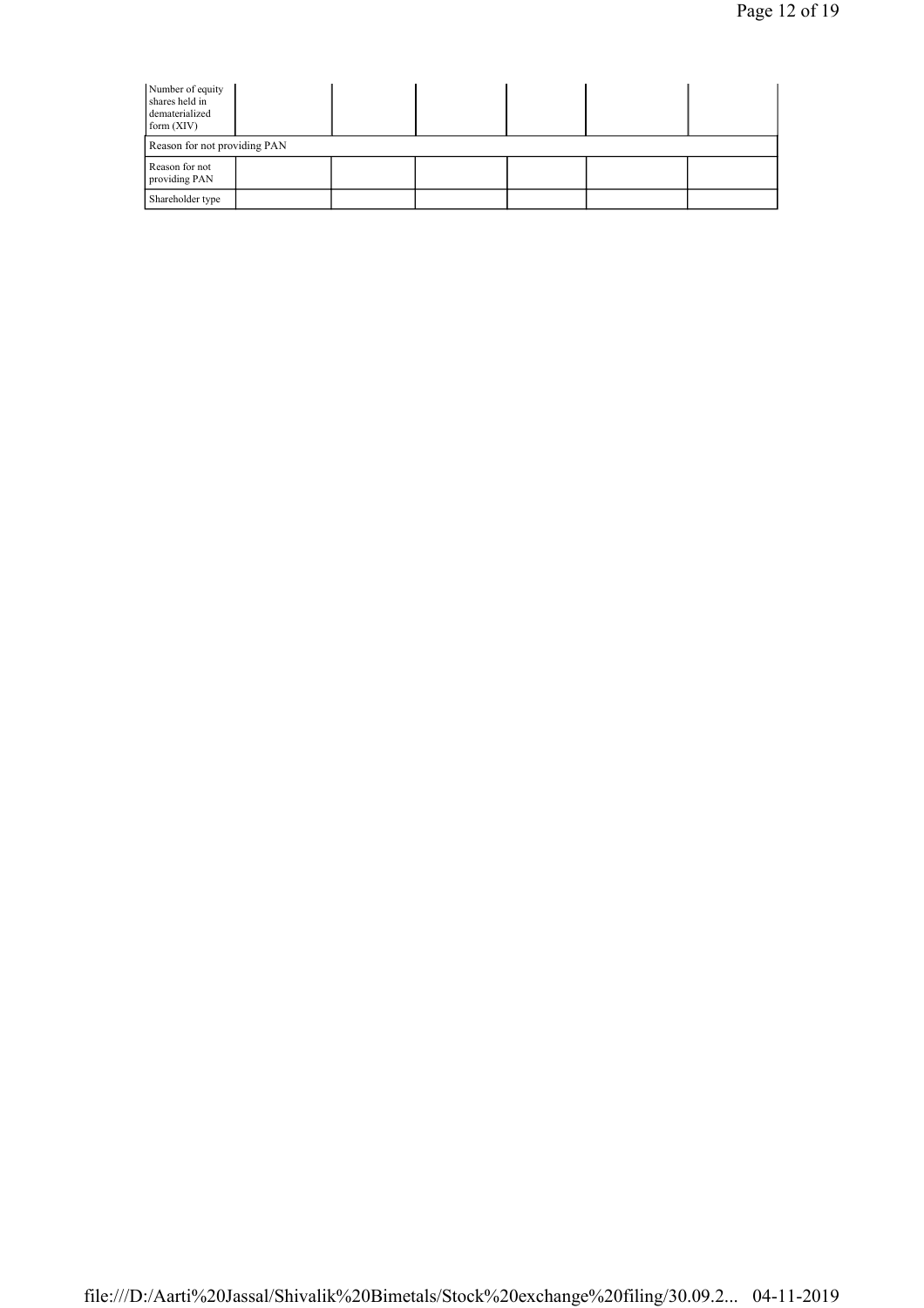| Number of equity shares held in dematerialized form (XIV) | | | | | |
|---|---|---|---|---|---|
| Reason for not providing PAN | | | | | |
| Reason for not providing PAN | | | | | |
| Shareholder type | | | | | |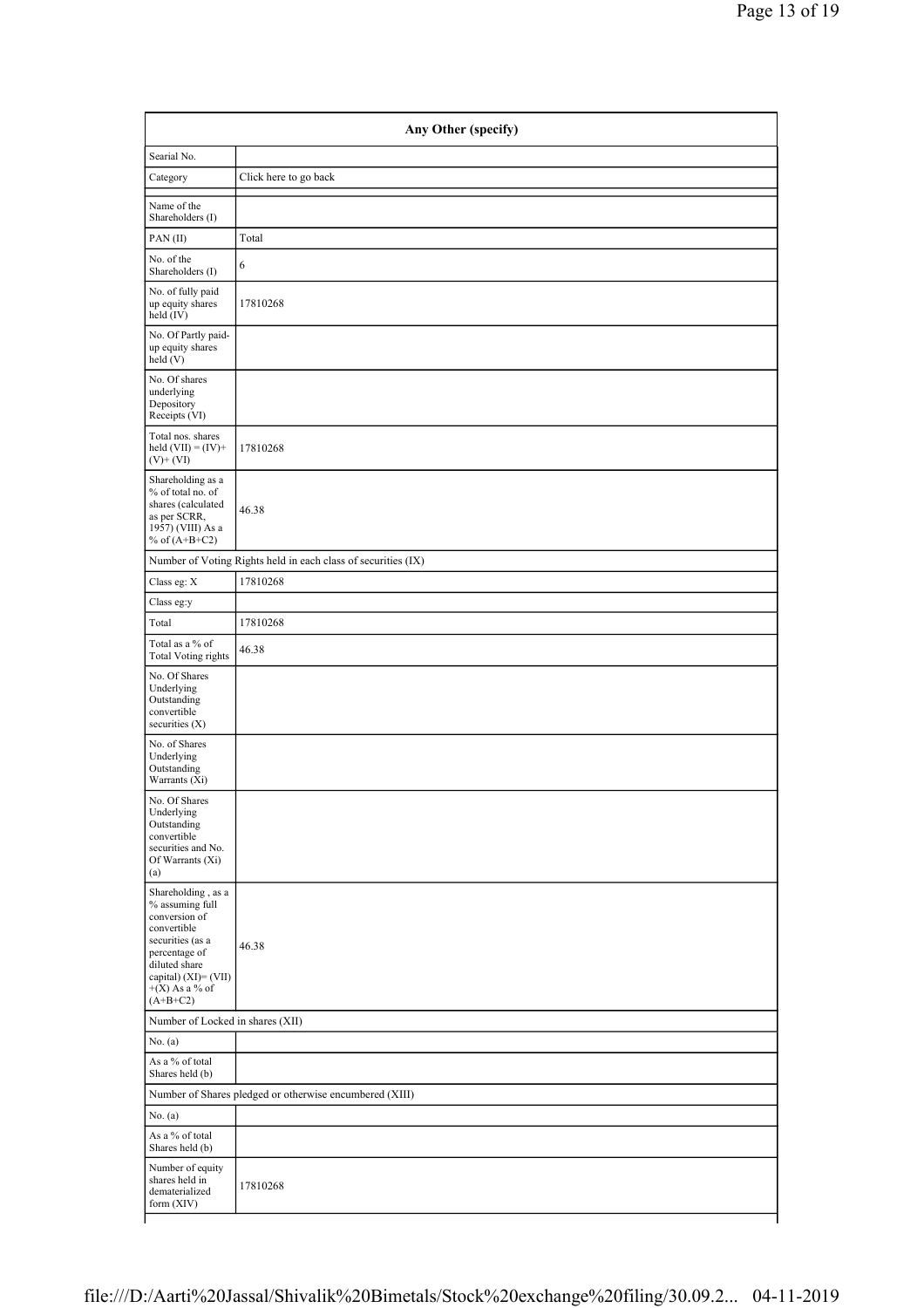| Any Other (specify) | |
|---|---|
| Searial No. | |
| Category | Click here to go back |
| Name of the Shareholders (I) | |
| PAN (II) | Total |
| No. of the Shareholders (I) | 6 |
| No. of fully paid up equity shares held (IV) | 17810268 |
| No. Of Partly paid-up equity shares held (V) | |
| No. Of shares underlying Depository Receipts (VI) | |
| Total nos. shares held (VII) = (IV)+ (V)+ (VI) | 17810268 |
| Shareholding as a % of total no. of shares (calculated as per SCRR, 1957) (VIII) As a % of (A+B+C2) | 46.38 |
| Number of Voting Rights held in each class of securities (IX) | |
| Class eg: X | 17810268 |
| Class eg:y | |
| Total | 17810268 |
| Total as a % of Total Voting rights | 46.38 |
| No. Of Shares Underlying Outstanding convertible securities (X) | |
| No. of Shares Underlying Outstanding Warrants (Xi) | |
| No. Of Shares Underlying Outstanding convertible securities and No. Of Warrants (Xi) (a) | |
| Shareholding , as a % assuming full conversion of convertible securities (as a percentage of diluted share capital) (XI)= (VII) +(X) As a % of (A+B+C2) | 46.38 |
| Number of Locked in shares (XII) | |
| No. (a) | |
| As a % of total Shares held (b) | |
| Number of Shares pledged or otherwise encumbered (XIII) | |
| No. (a) | |
| As a % of total Shares held (b) | |
| Number of equity shares held in dematerialized form (XIV) | 17810268 |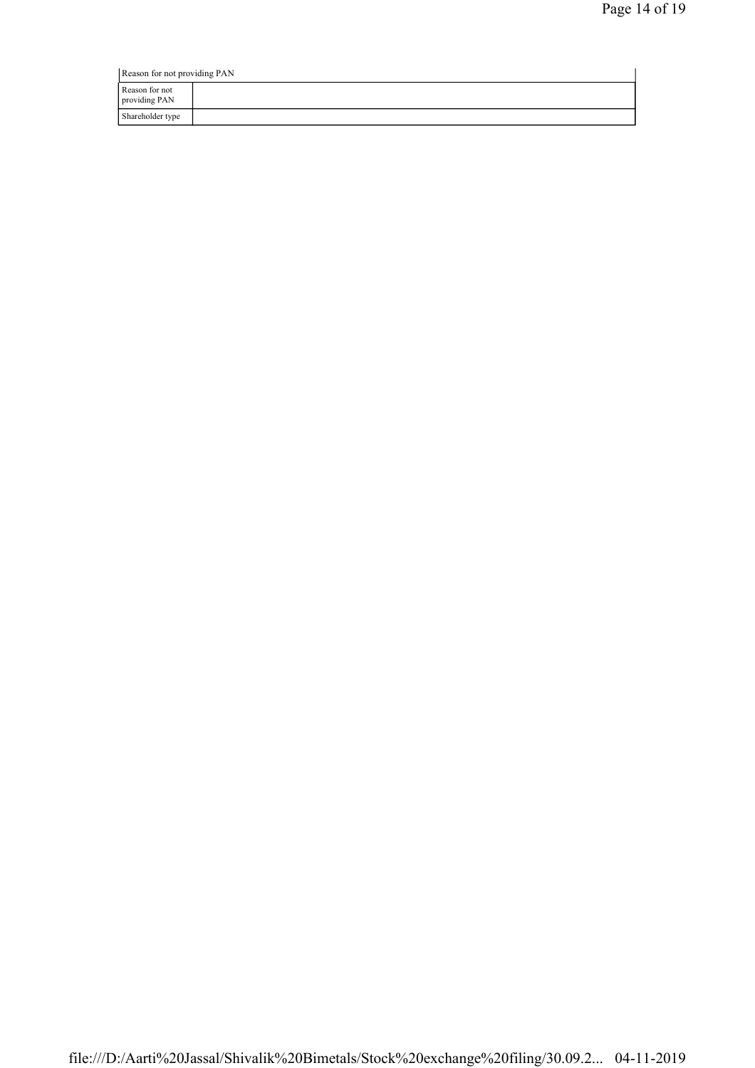| Reason for not providing PAN | |
|---|---|
| Reason for not providing PAN | |
| Shareholder type | |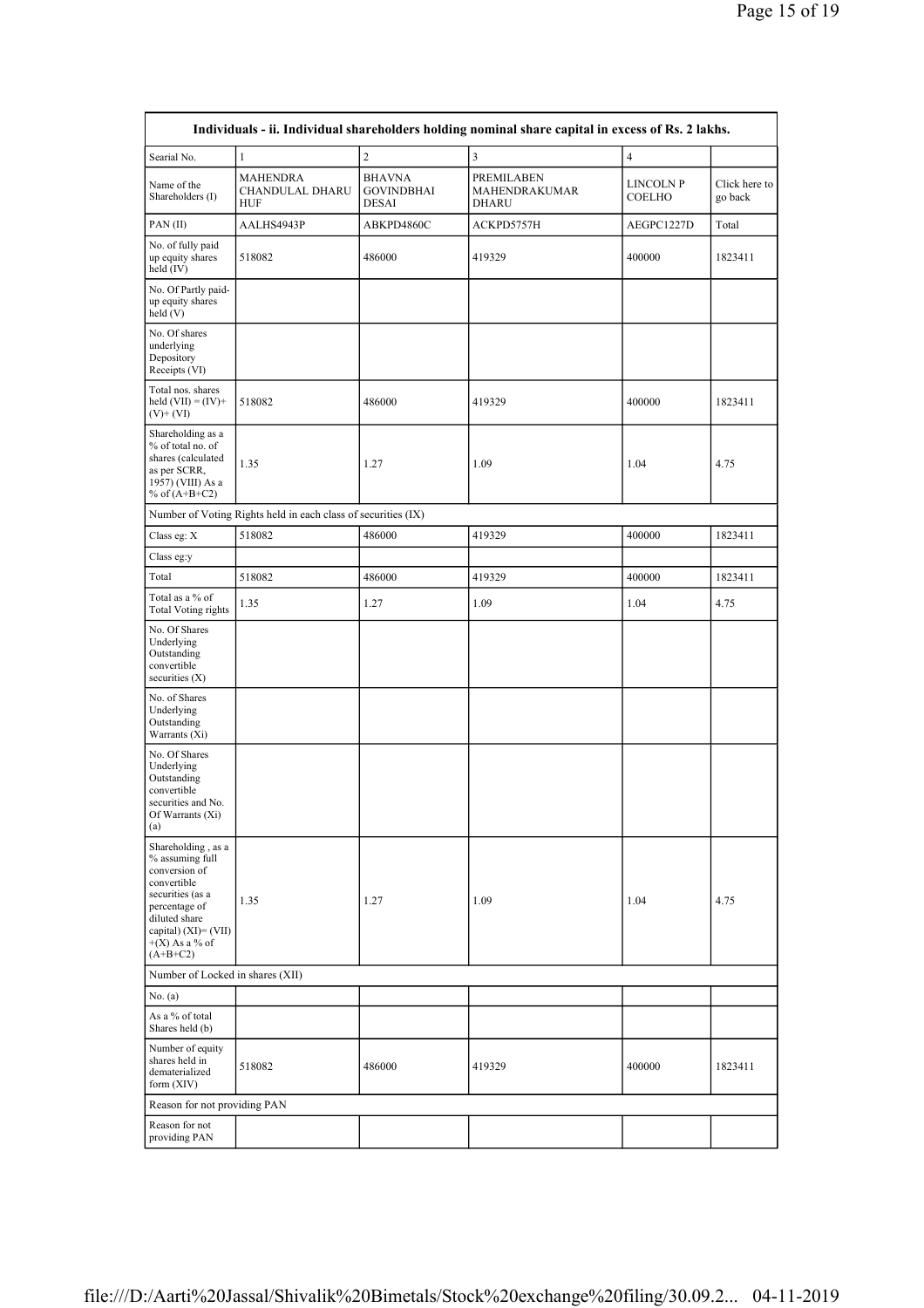| Individuals - ii. Individual shareholders holding nominal share capital in excess of Rs. 2 lakhs. | | | | | |
|---|---|---|---|---|---|
| Searial No. | 1 | 2 | 3 | 4 | |
| Name of the Shareholders (I) | MAHENDRA CHANDULAL DHARU HUF | BHAVNA GOVINDBHAI DESAI | PREMILABEN MAHENDRAKUMAR DHARU | LINCOLN P COELHO | Click here to go back |
| PAN (II) | AALHS4943P | ABKPD4860C | ACKPD5757H | AEGPC1227D | Total |
| No. of fully paid up equity shares held (IV) | 518082 | 486000 | 419329 | 400000 | 1823411 |
| No. Of Partly paid-up equity shares held (V) | | | | | |
| No. Of shares underlying Depository Receipts (VI) | | | | | |
| Total nos. shares held (VII) = (IV)+(V)+ (VI) | 518082 | 486000 | 419329 | 400000 | 1823411 |
| Shareholding as a % of total no. of shares (calculated as per SCRR, 1957) (VIII) As a % of (A+B+C2) | 1.35 | 1.27 | 1.09 | 1.04 | 4.75 |
| Number of Voting Rights held in each class of securities (IX) | | | | | |
| Class eg: X | 518082 | 486000 | 419329 | 400000 | 1823411 |
| Class eg:y | | | | | |
| Total | 518082 | 486000 | 419329 | 400000 | 1823411 |
| Total as a % of Total Voting rights | 1.35 | 1.27 | 1.09 | 1.04 | 4.75 |
| No. Of Shares Underlying Outstanding convertible securities (X) | | | | | |
| No. of Shares Underlying Outstanding Warrants (Xi) | | | | | |
| No. Of Shares Underlying Outstanding convertible securities and No. Of Warrants (Xi) (a) | | | | | |
| Shareholding , as a % assuming full conversion of convertible securities (as a percentage of diluted share capital) (XI)= (VII)+(X) As a % of (A+B+C2) | 1.35 | 1.27 | 1.09 | 1.04 | 4.75 |
| Number of Locked in shares (XII) | | | | | |
| No. (a) | | | | | |
| As a % of total Shares held (b) | | | | | |
| Number of equity shares held in dematerialized form (XIV) | 518082 | 486000 | 419329 | 400000 | 1823411 |
| Reason for not providing PAN | | | | | |
| Reason for not providing PAN | | | | | |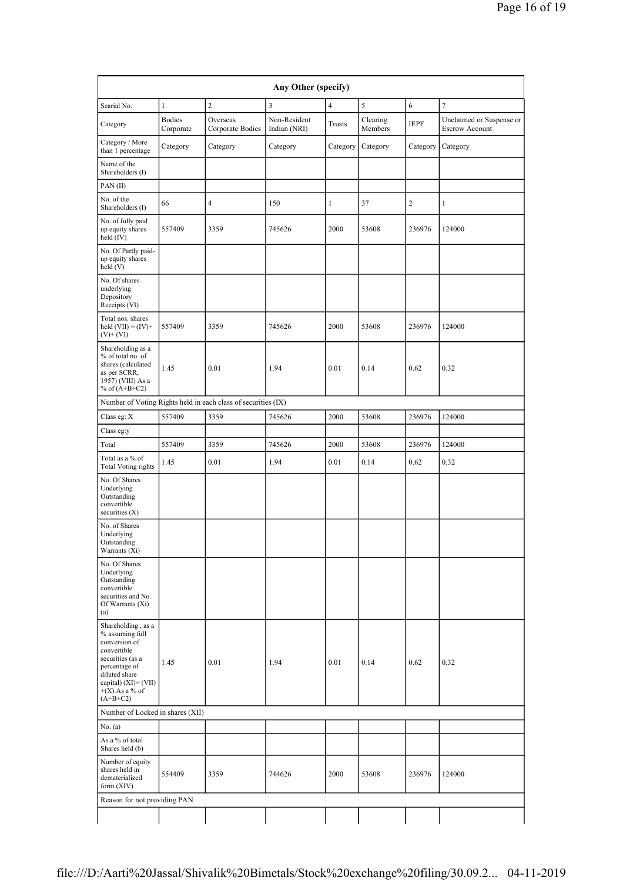| Any Other (specify) | | | | | | | |
|---|---|---|---|---|---|---|---|
| Searial No. | 1 | 2 | 3 | 4 | 5 | 6 | 7 |
| Category | Bodies Corporate | Overseas Corporate Bodies | Non-Resident Indian (NRI) | Trusts | Clearing Members | IEPF | Unclaimed or Suspense or Escrow Account |
| Category / More than 1 percentage | Category | Category | Category | Category | Category | Category | Category |
| Name of the Shareholders (I) | | | | | | | |
| PAN (II) | | | | | | | |
| No. of the Shareholders (I) | 66 | 4 | 150 | 1 | 37 | 2 | 1 |
| No. of fully paid up equity shares held (IV) | 557409 | 3359 | 745626 | 2000 | 53608 | 236976 | 124000 |
| No. Of Partly paid-up equity shares held (V) | | | | | | | |
| No. Of shares underlying Depository Receipts (VI) | | | | | | | |
| Total nos. shares held (VII) = (IV)+ (V)+ (VI) | 557409 | 3359 | 745626 | 2000 | 53608 | 236976 | 124000 |
| Shareholding as a % of total no. of shares (calculated as per SCRR, 1957) (VIII) As a % of (A+B+C2) | 1.45 | 0.01 | 1.94 | 0.01 | 0.14 | 0.62 | 0.32 |
| Number of Voting Rights held in each class of securities (IX) | | | | | | | |
| Class eg: X | 557409 | 3359 | 745626 | 2000 | 53608 | 236976 | 124000 |
| Class eg:y | | | | | | | |
| Total | 557409 | 3359 | 745626 | 2000 | 53608 | 236976 | 124000 |
| Total as a % of Total Voting rights | 1.45 | 0.01 | 1.94 | 0.01 | 0.14 | 0.62 | 0.32 |
| No. Of Shares Underlying Outstanding convertible securities (X) | | | | | | | |
| No. of Shares Underlying Outstanding Warrants (Xi) | | | | | | | |
| No. Of Shares Underlying Outstanding convertible securities and No. Of Warrants (Xi) (a) | | | | | | | |
| Shareholding , as a % assuming full conversion of convertible securities (as a percentage of diluted share capital) (XI)= (VII) +(X) As a % of (A+B+C2) | 1.45 | 0.01 | 1.94 | 0.01 | 0.14 | 0.62 | 0.32 |
| Number of Locked in shares (XII) | | | | | | | |
| No. (a) | | | | | | | |
| As a % of total Shares held (b) | | | | | | | |
| Number of equity shares held in dematerialized form (XIV) | 554409 | 3359 | 744626 | 2000 | 53608 | 236976 | 124000 |
| Reason for not providing PAN | | | | | | | |
| | | | | | | | |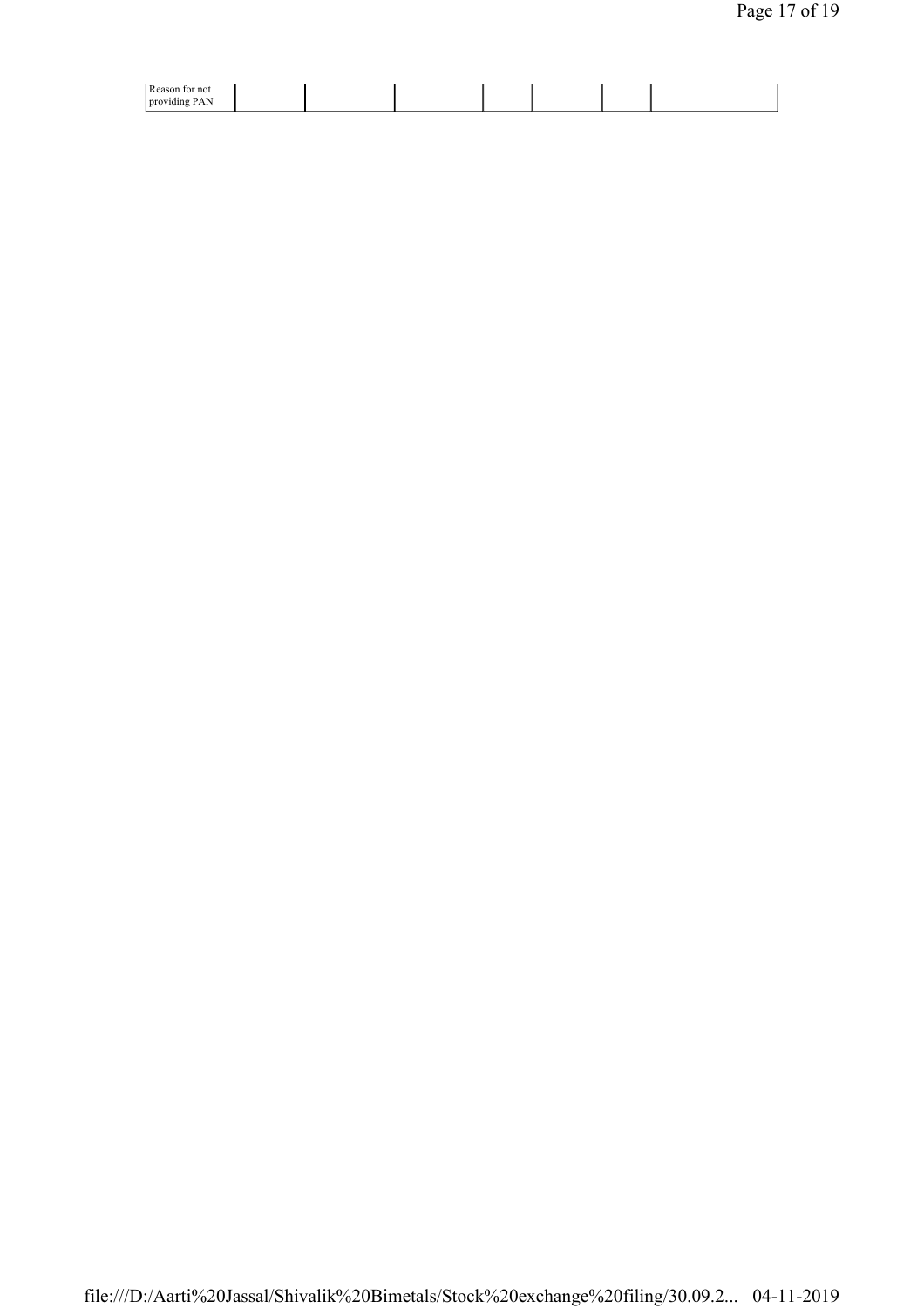| Reason for not providing PAN | | | | | | | |
|---|---|---|---|---|---|---|---|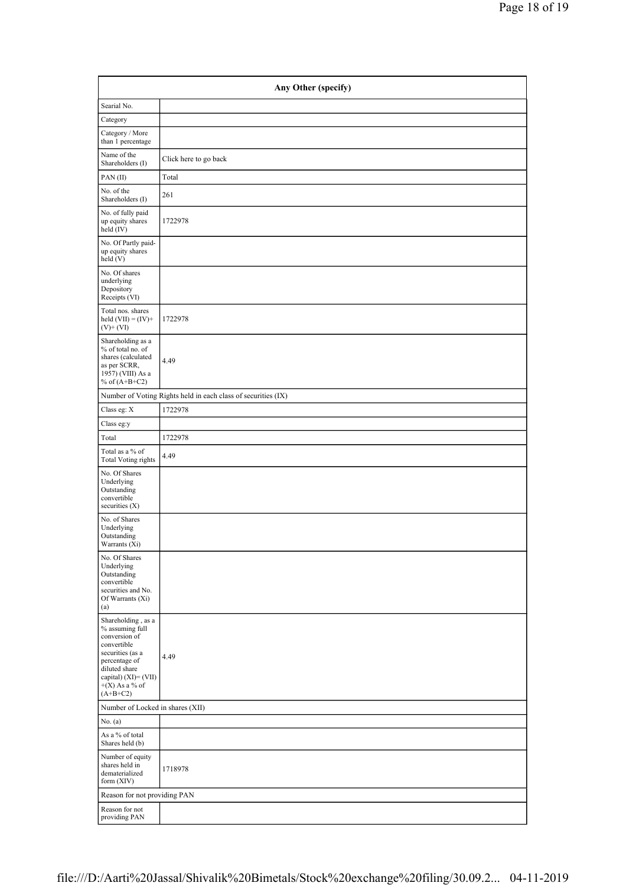| Any Other (specify) | |
|---|---|
| Searial No. | |
| Category | |
| Category / More than 1 percentage | |
| Name of the Shareholders (I) | Click here to go back |
| PAN (II) | Total |
| No. of the Shareholders (I) | 261 |
| No. of fully paid up equity shares held (IV) | 1722978 |
| No. Of Partly paid-up equity shares held (V) | |
| No. Of shares underlying Depository Receipts (VI) | |
| Total nos. shares held (VII) = (IV)+ (V)+ (VI) | 1722978 |
| Shareholding as a % of total no. of shares (calculated as per SCRR, 1957) (VIII) As a % of (A+B+C2) | 4.49 |
| Number of Voting Rights held in each class of securities (IX) | |
| Class eg: X | 1722978 |
| Class eg:y | |
| Total | 1722978 |
| Total as a % of Total Voting rights | 4.49 |
| No. Of Shares Underlying Outstanding convertible securities (X) | |
| No. of Shares Underlying Outstanding Warrants (Xi) | |
| No. Of Shares Underlying Outstanding convertible securities and No. Of Warrants (Xi) (a) | |
| Shareholding , as a % assuming full conversion of convertible securities (as a percentage of diluted share capital) (XI)= (VII) +(X) As a % of (A+B+C2) | 4.49 |
| Number of Locked in shares (XII) | |
| No. (a) | |
| As a % of total Shares held (b) | |
| Number of equity shares held in dematerialized form (XIV) | 1718978 |
| Reason for not providing PAN | |
| Reason for not providing PAN | |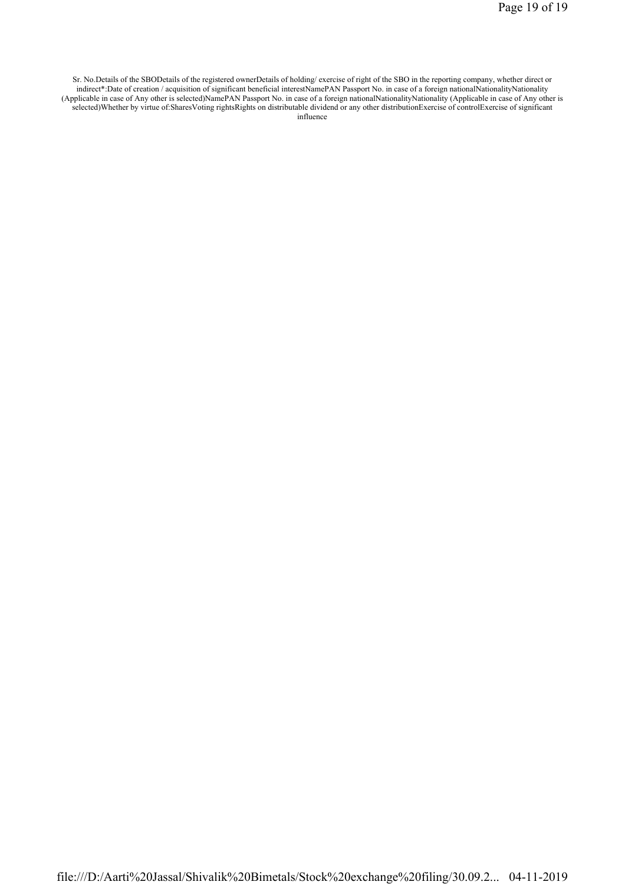Sr. No.Details of the SBODetails of the registered ownerDetails of holding/ exercise of right of the SBO in the reporting company, whether direct or indirect*:Date of creation / acquisition of significant beneficial interestNamePAN Passport No. in case of a foreign nationalNationalityNationality (Applicable in case of Any other is selected)NamePAN Passport No. in case of a foreign nationalNationalityNationality (Applicable in case of Any other is selected)Whether by virtue of:SharesVoting rightsRights on distributable dividend or any other distributionExercise of controlExercise of significant influence